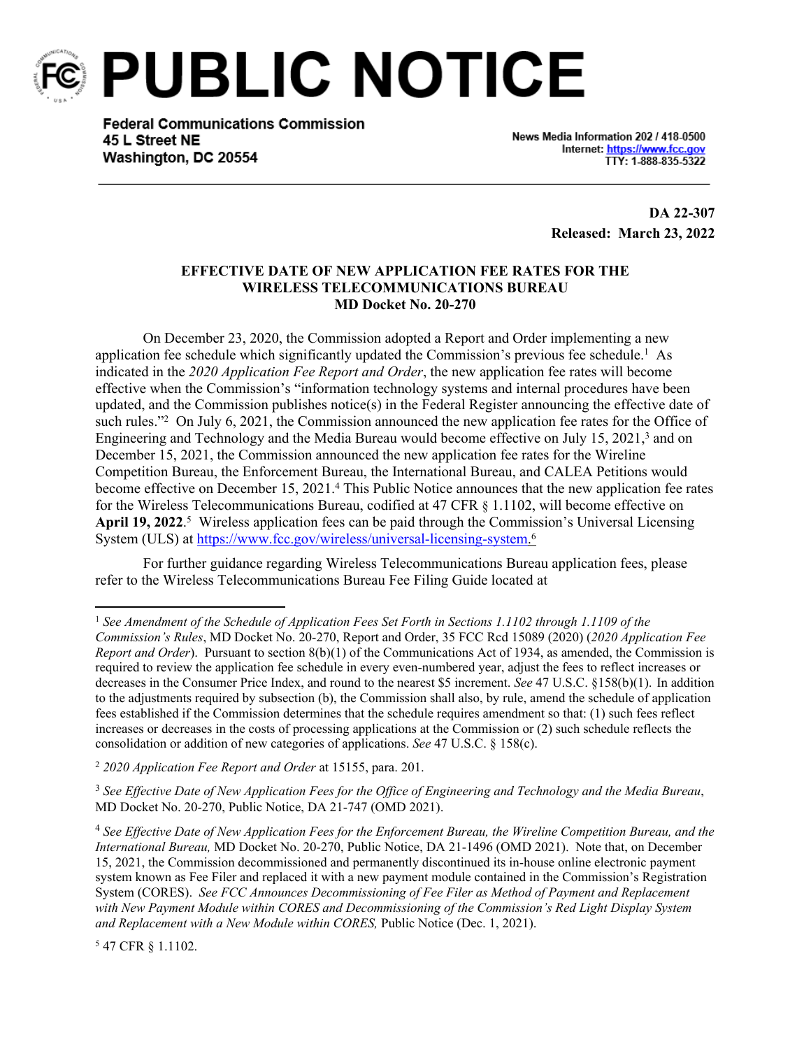# PUBLIC NOTICE

**Federal Communications Commission**
**45 L Street NE**
**Washington, DC 20554**

News Media Information 202 / 418-0500
Internet: https://www.fcc.gov
TTY: 1-888-835-5322

**DA 22-307**
**Released: March 23, 2022**

**EFFECTIVE DATE OF NEW APPLICATION FEE RATES FOR THE WIRELESS TELECOMMUNICATIONS BUREAU**
**MD Docket No. 20-270**

On December 23, 2020, the Commission adopted a Report and Order implementing a new application fee schedule which significantly updated the Commission's previous fee schedule.[1] As indicated in the *2020 Application Fee Report and Order*, the new application fee rates will become effective when the Commission's "information technology systems and internal procedures have been updated, and the Commission publishes notice(s) in the Federal Register announcing the effective date of such rules."[2] On July 6, 2021, the Commission announced the new application fee rates for the Office of Engineering and Technology and the Media Bureau would become effective on July 15, 2021,[3] and on December 15, 2021, the Commission announced the new application fee rates for the Wireline Competition Bureau, the Enforcement Bureau, the International Bureau, and CALEA Petitions would become effective on December 15, 2021.[4] This Public Notice announces that the new application fee rates for the Wireless Telecommunications Bureau, codified at 47 CFR § 1.1102, will become effective on **April 19, 2022**.[5] Wireless application fees can be paid through the Commission's Universal Licensing System (ULS) at https://www.fcc.gov/wireless/universal-licensing-system.[6]

For further guidance regarding Wireless Telecommunications Bureau application fees, please refer to the Wireless Telecommunications Bureau Fee Filing Guide located at

---

[1] *See Amendment of the Schedule of Application Fees Set Forth in Sections 1.1102 through 1.1109 of the Commission's Rules*, MD Docket No. 20-270, Report and Order, 35 FCC Rcd 15089 (2020) (*2020 Application Fee Report and Order*). Pursuant to section 8(b)(1) of the Communications Act of 1934, as amended, the Commission is required to review the application fee schedule in every even-numbered year, adjust the fees to reflect increases or decreases in the Consumer Price Index, and round to the nearest $5 increment. *See* 47 U.S.C. §158(b)(1). In addition to the adjustments required by subsection (b), the Commission shall also, by rule, amend the schedule of application fees established if the Commission determines that the schedule requires amendment so that: (1) such fees reflect increases or decreases in the costs of processing applications at the Commission or (2) such schedule reflects the consolidation or addition of new categories of applications. *See* 47 U.S.C. § 158(c).

[2] *2020 Application Fee Report and Order* at 15155, para. 201.

[3] *See Effective Date of New Application Fees for the Office of Engineering and Technology and the Media Bureau*, MD Docket No. 20-270, Public Notice, DA 21-747 (OMD 2021).

[4] *See Effective Date of New Application Fees for the Enforcement Bureau, the Wireline Competition Bureau, and the International Bureau,* MD Docket No. 20-270, Public Notice, DA 21-1496 (OMD 2021). Note that, on December 15, 2021, the Commission decommissioned and permanently discontinued its in-house online electronic payment system known as Fee Filer and replaced it with a new payment module contained in the Commission's Registration System (CORES). *See FCC Announces Decommissioning of Fee Filer as Method of Payment and Replacement with New Payment Module within CORES and Decommissioning of the Commission's Red Light Display System and Replacement with a New Module within CORES,* Public Notice (Dec. 1, 2021).

[5] 47 CFR § 1.1102.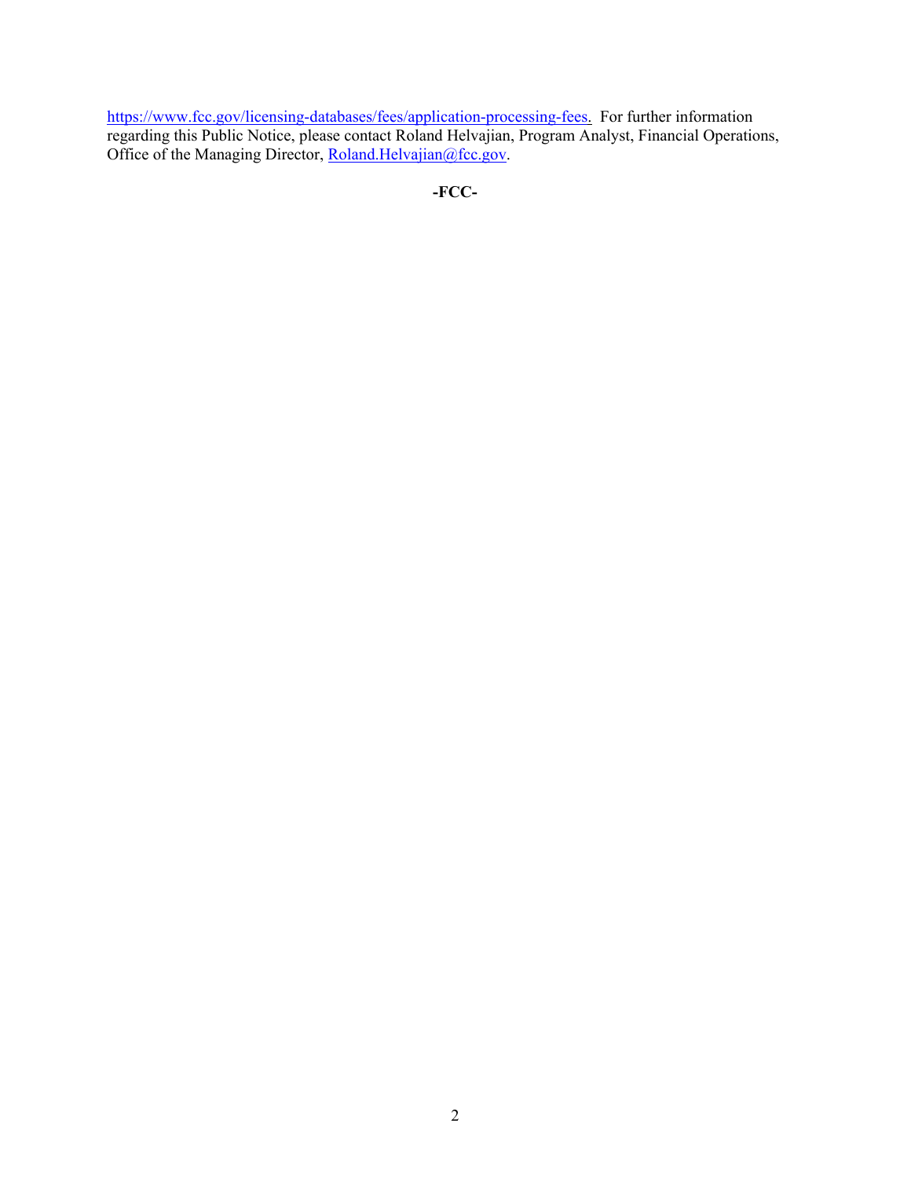https://www.fcc.gov/licensing-databases/fees/application-processing-fees. For further information regarding this Public Notice, please contact Roland Helvajian, Program Analyst, Financial Operations, Office of the Managing Director, Roland.Helvajian@fcc.gov.

**-FCC-**